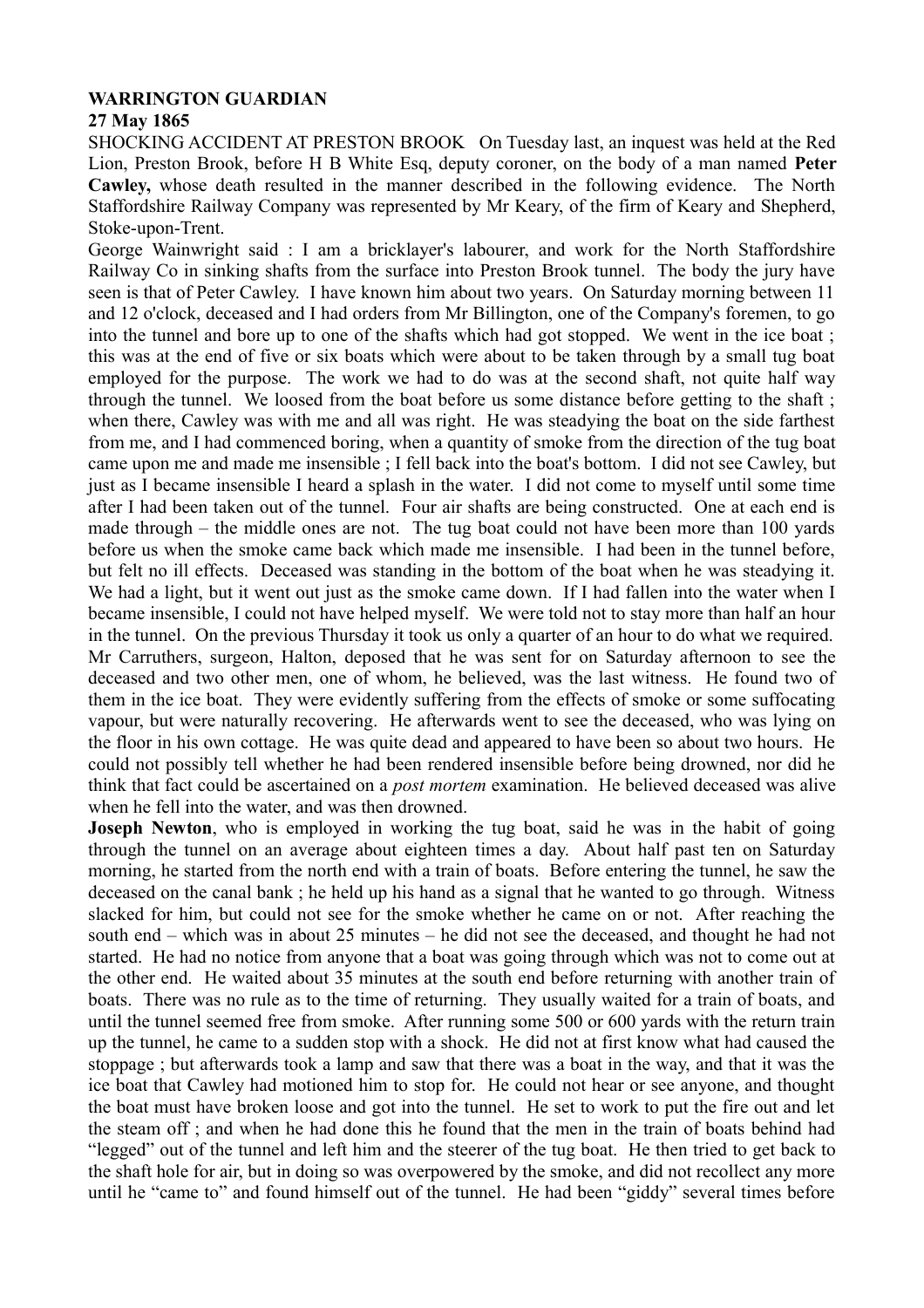**WARRINGTON GUARDIAN**
**27 May 1865**

SHOCKING ACCIDENT AT PRESTON BROOK On Tuesday last, an inquest was held at the Red Lion, Preston Brook, before H B White Esq, deputy coroner, on the body of a man named **Peter Cawley,** whose death resulted in the manner described in the following evidence. The North Staffordshire Railway Company was represented by Mr Keary, of the firm of Keary and Shepherd, Stoke-upon-Trent.

George Wainwright said : I am a bricklayer's labourer, and work for the North Staffordshire Railway Co in sinking shafts from the surface into Preston Brook tunnel. The body the jury have seen is that of Peter Cawley. I have known him about two years. On Saturday morning between 11 and 12 o'clock, deceased and I had orders from Mr Billington, one of the Company's foremen, to go into the tunnel and bore up to one of the shafts which had got stopped. We went in the ice boat ; this was at the end of five or six boats which were about to be taken through by a small tug boat employed for the purpose. The work we had to do was at the second shaft, not quite half way through the tunnel. We loosed from the boat before us some distance before getting to the shaft ; when there, Cawley was with me and all was right. He was steadying the boat on the side farthest from me, and I had commenced boring, when a quantity of smoke from the direction of the tug boat came upon me and made me insensible ; I fell back into the boat's bottom. I did not see Cawley, but just as I became insensible I heard a splash in the water. I did not come to myself until some time after I had been taken out of the tunnel. Four air shafts are being constructed. One at each end is made through – the middle ones are not. The tug boat could not have been more than 100 yards before us when the smoke came back which made me insensible. I had been in the tunnel before, but felt no ill effects. Deceased was standing in the bottom of the boat when he was steadying it. We had a light, but it went out just as the smoke came down. If I had fallen into the water when I became insensible, I could not have helped myself. We were told not to stay more than half an hour in the tunnel. On the previous Thursday it took us only a quarter of an hour to do what we required.

Mr Carruthers, surgeon, Halton, deposed that he was sent for on Saturday afternoon to see the deceased and two other men, one of whom, he believed, was the last witness. He found two of them in the ice boat. They were evidently suffering from the effects of smoke or some suffocating vapour, but were naturally recovering. He afterwards went to see the deceased, who was lying on the floor in his own cottage. He was quite dead and appeared to have been so about two hours. He could not possibly tell whether he had been rendered insensible before being drowned, nor did he think that fact could be ascertained on a *post mortem* examination. He believed deceased was alive when he fell into the water, and was then drowned.

**Joseph Newton**, who is employed in working the tug boat, said he was in the habit of going through the tunnel on an average about eighteen times a day. About half past ten on Saturday morning, he started from the north end with a train of boats. Before entering the tunnel, he saw the deceased on the canal bank ; he held up his hand as a signal that he wanted to go through. Witness slacked for him, but could not see for the smoke whether he came on or not. After reaching the south end – which was in about 25 minutes – he did not see the deceased, and thought he had not started. He had no notice from anyone that a boat was going through which was not to come out at the other end. He waited about 35 minutes at the south end before returning with another train of boats. There was no rule as to the time of returning. They usually waited for a train of boats, and until the tunnel seemed free from smoke. After running some 500 or 600 yards with the return train up the tunnel, he came to a sudden stop with a shock. He did not at first know what had caused the stoppage ; but afterwards took a lamp and saw that there was a boat in the way, and that it was the ice boat that Cawley had motioned him to stop for. He could not hear or see anyone, and thought the boat must have broken loose and got into the tunnel. He set to work to put the fire out and let the steam off ; and when he had done this he found that the men in the train of boats behind had "legged" out of the tunnel and left him and the steerer of the tug boat. He then tried to get back to the shaft hole for air, but in doing so was overpowered by the smoke, and did not recollect any more until he "came to" and found himself out of the tunnel. He had been "giddy" several times before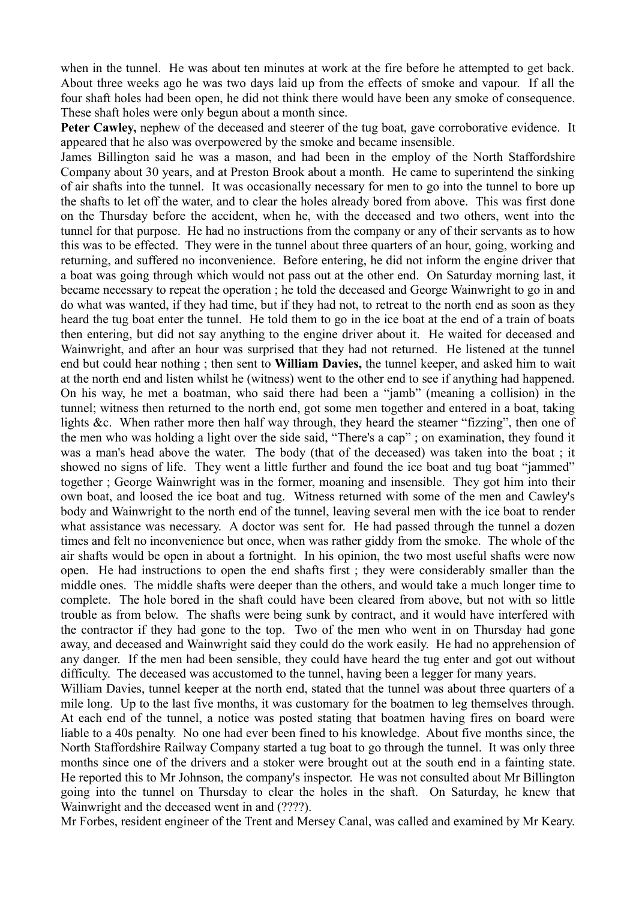when in the tunnel. He was about ten minutes at work at the fire before he attempted to get back. About three weeks ago he was two days laid up from the effects of smoke and vapour. If all the four shaft holes had been open, he did not think there would have been any smoke of consequence. These shaft holes were only begun about a month since.

**Peter Cawley,** nephew of the deceased and steerer of the tug boat, gave corroborative evidence. It appeared that he also was overpowered by the smoke and became insensible.

James Billington said he was a mason, and had been in the employ of the North Staffordshire Company about 30 years, and at Preston Brook about a month. He came to superintend the sinking of air shafts into the tunnel. It was occasionally necessary for men to go into the tunnel to bore up the shafts to let off the water, and to clear the holes already bored from above. This was first done on the Thursday before the accident, when he, with the deceased and two others, went into the tunnel for that purpose. He had no instructions from the company or any of their servants as to how this was to be effected. They were in the tunnel about three quarters of an hour, going, working and returning, and suffered no inconvenience. Before entering, he did not inform the engine driver that a boat was going through which would not pass out at the other end. On Saturday morning last, it became necessary to repeat the operation ; he told the deceased and George Wainwright to go in and do what was wanted, if they had time, but if they had not, to retreat to the north end as soon as they heard the tug boat enter the tunnel. He told them to go in the ice boat at the end of a train of boats then entering, but did not say anything to the engine driver about it. He waited for deceased and Wainwright, and after an hour was surprised that they had not returned. He listened at the tunnel end but could hear nothing ; then sent to **William Davies,** the tunnel keeper, and asked him to wait at the north end and listen whilst he (witness) went to the other end to see if anything had happened. On his way, he met a boatman, who said there had been a "jamb" (meaning a collision) in the tunnel; witness then returned to the north end, got some men together and entered in a boat, taking lights &c. When rather more then half way through, they heard the steamer "fizzing", then one of the men who was holding a light over the side said, "There's a cap" ; on examination, they found it was a man's head above the water. The body (that of the deceased) was taken into the boat ; it showed no signs of life. They went a little further and found the ice boat and tug boat "jammed" together ; George Wainwright was in the former, moaning and insensible. They got him into their own boat, and loosed the ice boat and tug. Witness returned with some of the men and Cawley's body and Wainwright to the north end of the tunnel, leaving several men with the ice boat to render what assistance was necessary. A doctor was sent for. He had passed through the tunnel a dozen times and felt no inconvenience but once, when was rather giddy from the smoke. The whole of the air shafts would be open in about a fortnight. In his opinion, the two most useful shafts were now open. He had instructions to open the end shafts first ; they were considerably smaller than the middle ones. The middle shafts were deeper than the others, and would take a much longer time to complete. The hole bored in the shaft could have been cleared from above, but not with so little trouble as from below. The shafts were being sunk by contract, and it would have interfered with the contractor if they had gone to the top. Two of the men who went in on Thursday had gone away, and deceased and Wainwright said they could do the work easily. He had no apprehension of any danger. If the men had been sensible, they could have heard the tug enter and got out without difficulty. The deceased was accustomed to the tunnel, having been a legger for many years.

William Davies, tunnel keeper at the north end, stated that the tunnel was about three quarters of a mile long. Up to the last five months, it was customary for the boatmen to leg themselves through. At each end of the tunnel, a notice was posted stating that boatmen having fires on board were liable to a 40s penalty. No one had ever been fined to his knowledge. About five months since, the North Staffordshire Railway Company started a tug boat to go through the tunnel. It was only three months since one of the drivers and a stoker were brought out at the south end in a fainting state. He reported this to Mr Johnson, the company's inspector. He was not consulted about Mr Billington going into the tunnel on Thursday to clear the holes in the shaft. On Saturday, he knew that Wainwright and the deceased went in and (????).

Mr Forbes, resident engineer of the Trent and Mersey Canal, was called and examined by Mr Keary.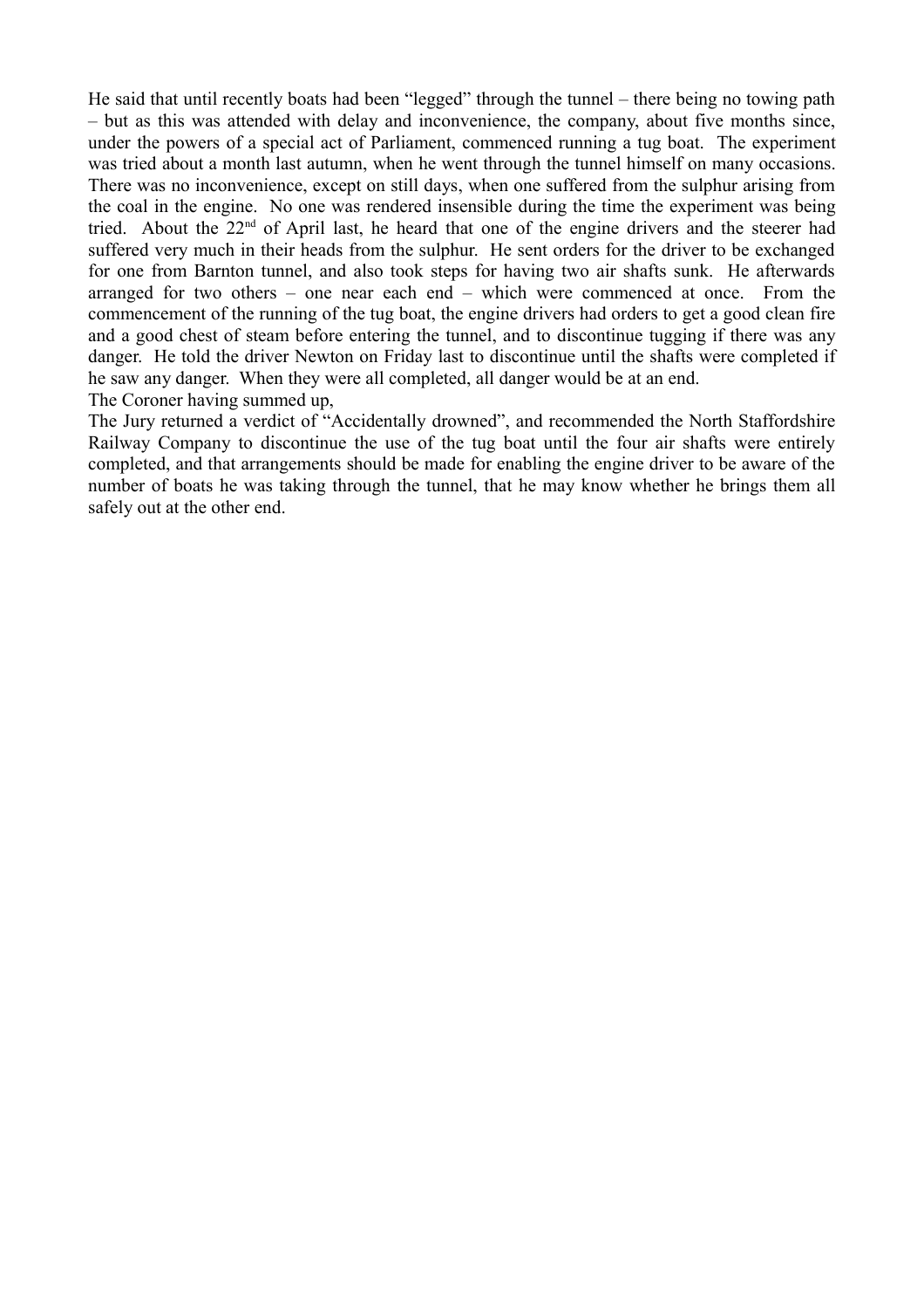He said that until recently boats had been "legged" through the tunnel – there being no towing path – but as this was attended with delay and inconvenience, the company, about five months since, under the powers of a special act of Parliament, commenced running a tug boat. The experiment was tried about a month last autumn, when he went through the tunnel himself on many occasions. There was no inconvenience, except on still days, when one suffered from the sulphur arising from the coal in the engine. No one was rendered insensible during the time the experiment was being tried. About the 22nd of April last, he heard that one of the engine drivers and the steerer had suffered very much in their heads from the sulphur. He sent orders for the driver to be exchanged for one from Barnton tunnel, and also took steps for having two air shafts sunk. He afterwards arranged for two others – one near each end – which were commenced at once. From the commencement of the running of the tug boat, the engine drivers had orders to get a good clean fire and a good chest of steam before entering the tunnel, and to discontinue tugging if there was any danger. He told the driver Newton on Friday last to discontinue until the shafts were completed if he saw any danger. When they were all completed, all danger would be at an end.

The Coroner having summed up,

The Jury returned a verdict of "Accidentally drowned", and recommended the North Staffordshire Railway Company to discontinue the use of the tug boat until the four air shafts were entirely completed, and that arrangements should be made for enabling the engine driver to be aware of the number of boats he was taking through the tunnel, that he may know whether he brings them all safely out at the other end.